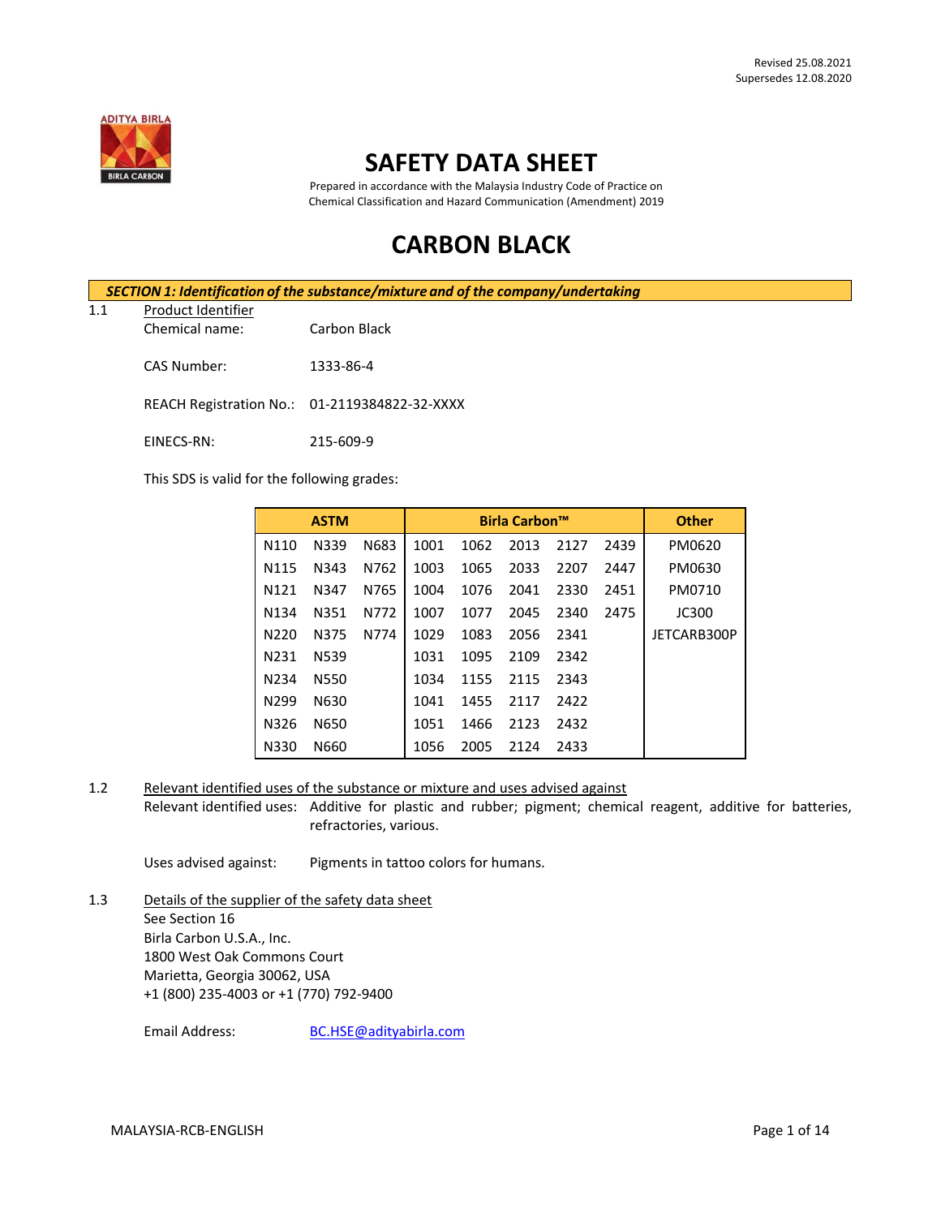Revised 25.08.2021
Supersedes 12.08.2020

# SAFETY DATA SHEET

Prepared in accordance with the Malaysia Industry Code of Practice on Chemical Classification and Hazard Communication (Amendment) 2019

# CARBON BLACK

## SECTION 1: Identification of the substance/mixture and of the company/undertaking

1.1 Product Identifier

Chemical name: Carbon Black

CAS Number: 1333-86-4

REACH Registration No.: 01-2119384822-32-XXXX

EINECS-RN: 215-609-9

This SDS is valid for the following grades:

| ASTM | | | Birla Carbon™ | | | | | Other |
|---|---|---|---|---|---|---|---|---|
| N110 | N339 | N683 | 1001 | 1062 | 2013 | 2127 | 2439 | PM0620 |
| N115 | N343 | N762 | 1003 | 1065 | 2033 | 2207 | 2447 | PM0630 |
| N121 | N347 | N765 | 1004 | 1076 | 2041 | 2330 | 2451 | PM0710 |
| N134 | N351 | N772 | 1007 | 1077 | 2045 | 2340 | 2475 | JC300 |
| N220 | N375 | N774 | 1029 | 1083 | 2056 | 2341 | | JETCARB300P |
| N231 | N539 | | 1031 | 1095 | 2109 | 2342 | | |
| N234 | N550 | | 1034 | 1155 | 2115 | 2343 | | |
| N299 | N630 | | 1041 | 1455 | 2117 | 2422 | | |
| N326 | N650 | | 1051 | 1466 | 2123 | 2432 | | |
| N330 | N660 | | 1056 | 2005 | 2124 | 2433 | | |

1.2 Relevant identified uses of the substance or mixture and uses advised against

Relevant identified uses: Additive for plastic and rubber; pigment; chemical reagent, additive for batteries, refractories, various.

Uses advised against: Pigments in tattoo colors for humans.

1.3 Details of the supplier of the safety data sheet

See Section 16
Birla Carbon U.S.A., Inc.
1800 West Oak Commons Court
Marietta, Georgia 30062, USA
+1 (800) 235-4003 or +1 (770) 792-9400

Email Address: BC.HSE@adityabirla.com

MALAYSIA-RCB-ENGLISH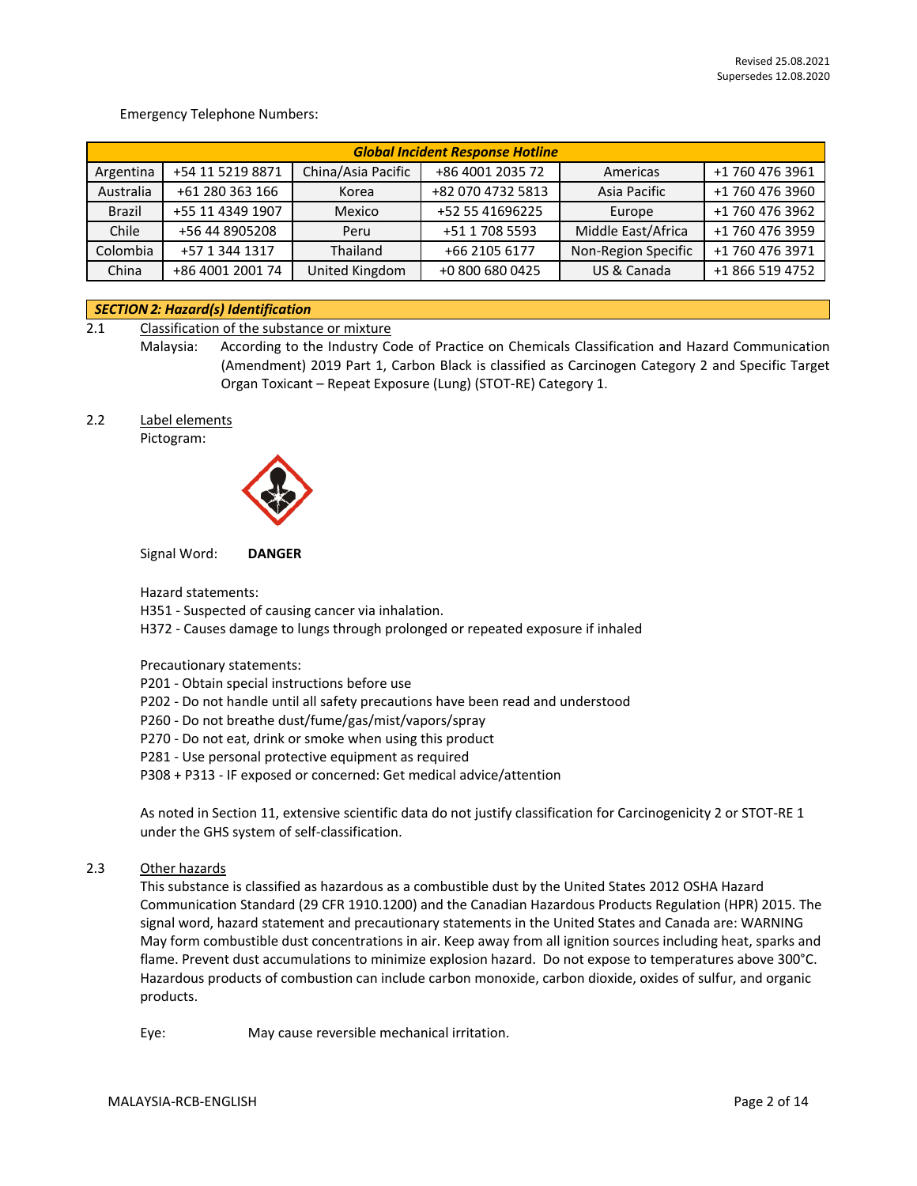Revised 25.08.2021
Supersedes 12.08.2020

Emergency Telephone Numbers:

| ***Global Incident Response Hotline*** | | | | | |
|---|---|---|---|---|---|
| Argentina | +54 11 5219 8871 | China/Asia Pacific | +86 4001 2035 72 | Americas | +1 760 476 3961 |
| Australia | +61 280 363 166 | Korea | +82 070 4732 5813 | Asia Pacific | +1 760 476 3960 |
| Brazil | +55 11 4349 1907 | Mexico | +52 55 41696225 | Europe | +1 760 476 3962 |
| Chile | +56 44 8905208 | Peru | +51 1 708 5593 | Middle East/Africa | +1 760 476 3959 |
| Colombia | +57 1 344 1317 | Thailand | +66 2105 6177 | Non-Region Specific | +1 760 476 3971 |
| China | +86 4001 2001 74 | United Kingdom | +0 800 680 0425 | US & Canada | +1 866 519 4752 |

## *SECTION 2: Hazard(s) Identification*

2.1 Classification of the substance or mixture

Malaysia: According to the Industry Code of Practice on Chemicals Classification and Hazard Communication (Amendment) 2019 Part 1, Carbon Black is classified as Carcinogen Category 2 and Specific Target Organ Toxicant – Repeat Exposure (Lung) (STOT-RE) Category 1.

2.2 Label elements

Pictogram:

Signal Word: **DANGER**

Hazard statements:
H351 - Suspected of causing cancer via inhalation.
H372 - Causes damage to lungs through prolonged or repeated exposure if inhaled

Precautionary statements:
P201 - Obtain special instructions before use
P202 - Do not handle until all safety precautions have been read and understood
P260 - Do not breathe dust/fume/gas/mist/vapors/spray
P270 - Do not eat, drink or smoke when using this product
P281 - Use personal protective equipment as required
P308 + P313 - IF exposed or concerned: Get medical advice/attention

As noted in Section 11, extensive scientific data do not justify classification for Carcinogenicity 2 or STOT-RE 1 under the GHS system of self-classification.

2.3 Other hazards

This substance is classified as hazardous as a combustible dust by the United States 2012 OSHA Hazard Communication Standard (29 CFR 1910.1200) and the Canadian Hazardous Products Regulation (HPR) 2015. The signal word, hazard statement and precautionary statements in the United States and Canada are: WARNING May form combustible dust concentrations in air. Keep away from all ignition sources including heat, sparks and flame. Prevent dust accumulations to minimize explosion hazard. Do not expose to temperatures above 300°C. Hazardous products of combustion can include carbon monoxide, carbon dioxide, oxides of sulfur, and organic products.

Eye: May cause reversible mechanical irritation.

MALAYSIA-RCB-ENGLISH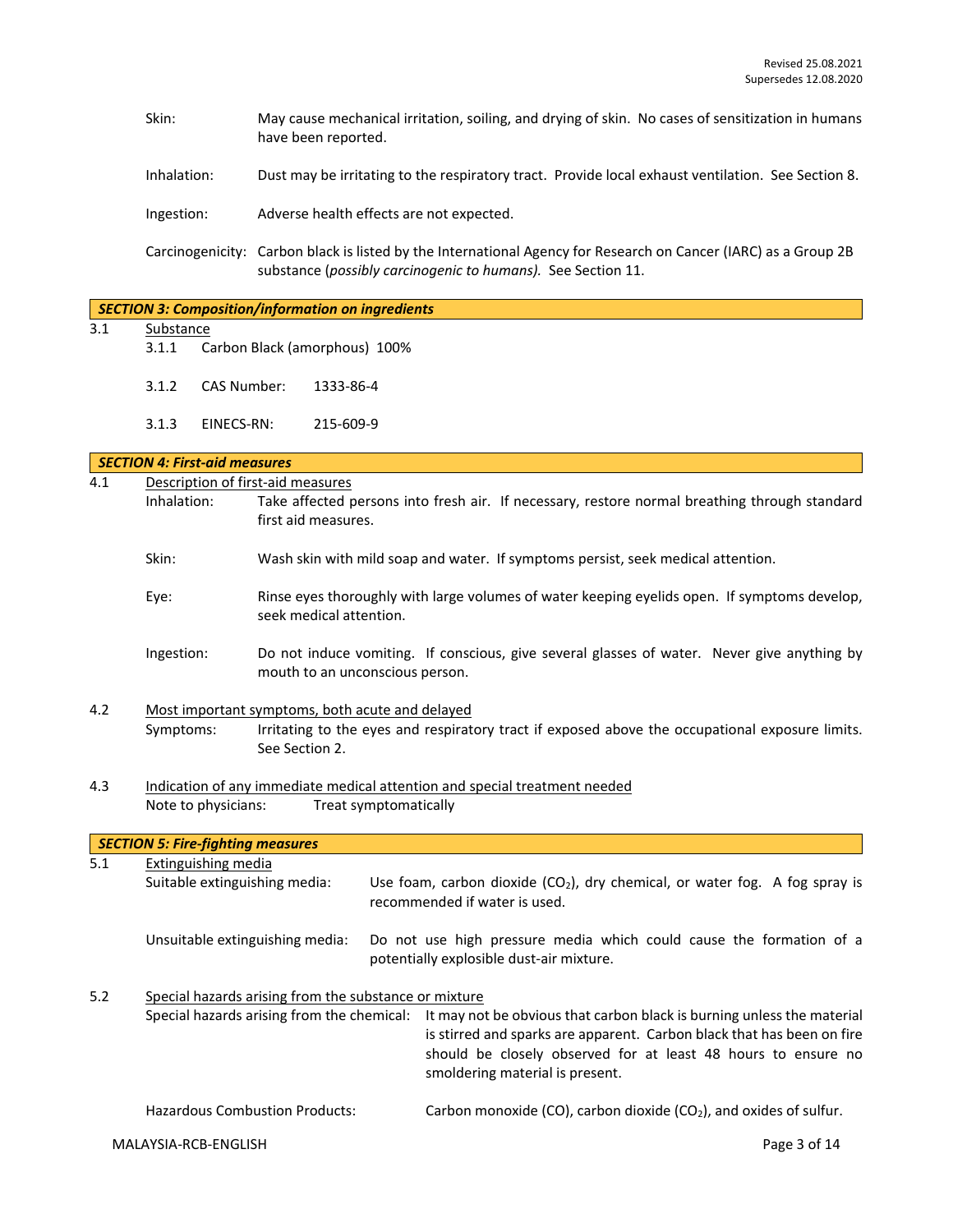Skin: May cause mechanical irritation, soiling, and drying of skin. No cases of sensitization in humans have been reported.

Inhalation: Dust may be irritating to the respiratory tract. Provide local exhaust ventilation. See Section 8.

Ingestion: Adverse health effects are not expected.

Carcinogenicity: Carbon black is listed by the International Agency for Research on Cancer (IARC) as a Group 2B substance (*possibly carcinogenic to humans).* See Section 11.

## *SECTION 3: Composition/information on ingredients*

3.1 Substance

3.1.1 Carbon Black (amorphous) 100%

3.1.2 CAS Number: 1333-86-4

3.1.3 EINECS-RN: 215-609-9

## *SECTION 4: First-aid measures*

4.1 Description of first-aid measures

Inhalation: Take affected persons into fresh air. If necessary, restore normal breathing through standard first aid measures.

Skin: Wash skin with mild soap and water. If symptoms persist, seek medical attention.

Eye: Rinse eyes thoroughly with large volumes of water keeping eyelids open. If symptoms develop, seek medical attention.

Ingestion: Do not induce vomiting. If conscious, give several glasses of water. Never give anything by mouth to an unconscious person.

4.2 Most important symptoms, both acute and delayed

Symptoms: Irritating to the eyes and respiratory tract if exposed above the occupational exposure limits. See Section 2.

4.3 Indication of any immediate medical attention and special treatment needed

Note to physicians: Treat symptomatically

## *SECTION 5: Fire-fighting measures*

5.1 Extinguishing media

Suitable extinguishing media: Use foam, carbon dioxide ($CO_2$), dry chemical, or water fog. A fog spray is recommended if water is used.

Unsuitable extinguishing media: Do not use high pressure media which could cause the formation of a potentially explosible dust-air mixture.

5.2 Special hazards arising from the substance or mixture

Special hazards arising from the chemical: It may not be obvious that carbon black is burning unless the material is stirred and sparks are apparent. Carbon black that has been on fire should be closely observed for at least 48 hours to ensure no smoldering material is present.

Hazardous Combustion Products: Carbon monoxide (CO), carbon dioxide ($CO_2$), and oxides of sulfur.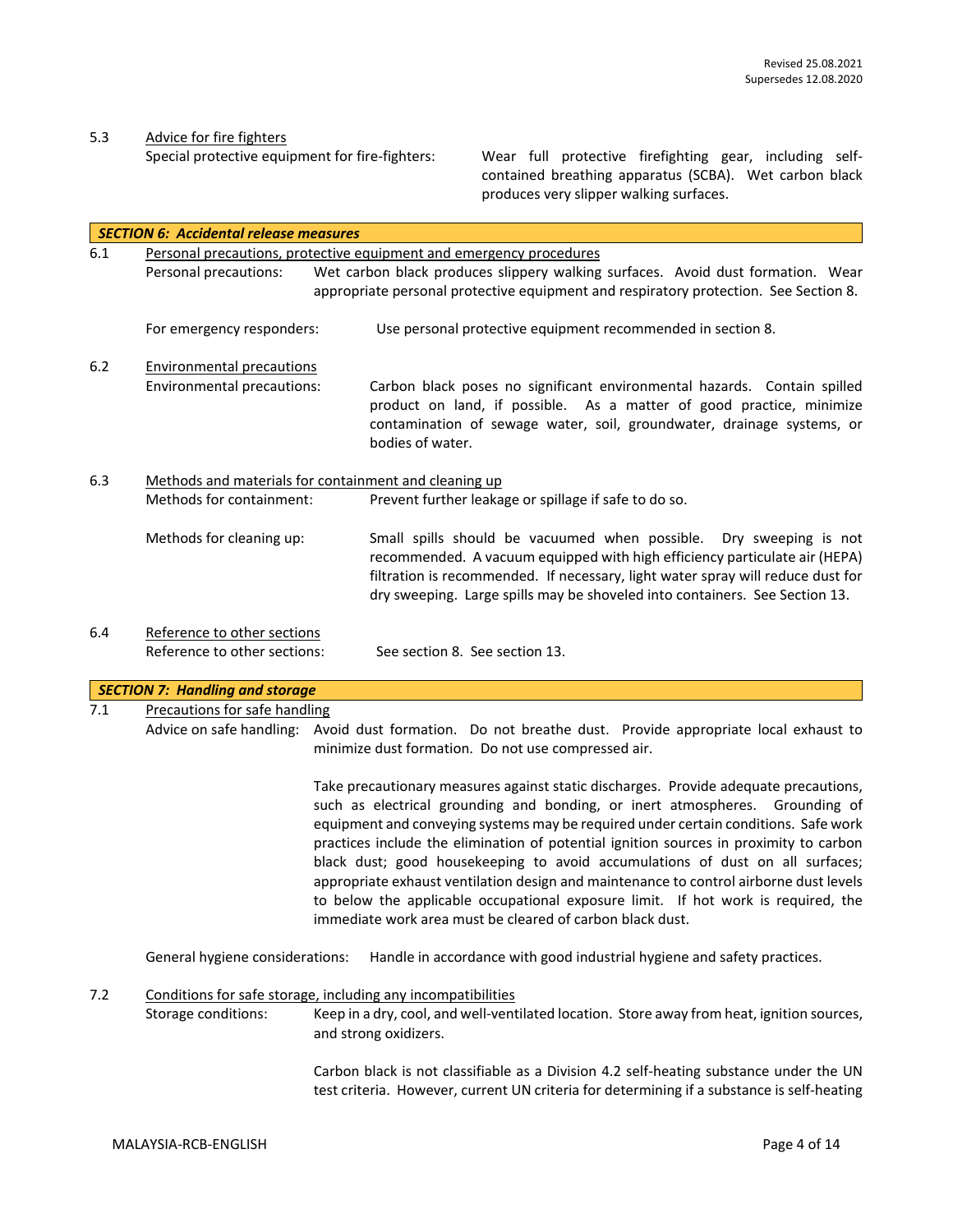5.3 Advice for fire fighters

Special protective equipment for fire-fighters: Wear full protective firefighting gear, including self-contained breathing apparatus (SCBA). Wet carbon black produces very slipper walking surfaces.

## *SECTION 6: Accidental release measures*

6.1 Personal precautions, protective equipment and emergency procedures

Personal precautions: Wet carbon black produces slippery walking surfaces. Avoid dust formation. Wear appropriate personal protective equipment and respiratory protection. See Section 8.

For emergency responders: Use personal protective equipment recommended in section 8.

6.2 Environmental precautions

Environmental precautions: Carbon black poses no significant environmental hazards. Contain spilled product on land, if possible. As a matter of good practice, minimize contamination of sewage water, soil, groundwater, drainage systems, or bodies of water.

6.3 Methods and materials for containment and cleaning up

Methods for containment: Prevent further leakage or spillage if safe to do so.

Methods for cleaning up: Small spills should be vacuumed when possible. Dry sweeping is not recommended. A vacuum equipped with high efficiency particulate air (HEPA) filtration is recommended. If necessary, light water spray will reduce dust for dry sweeping. Large spills may be shoveled into containers. See Section 13.

6.4 Reference to other sections

Reference to other sections: See section 8. See section 13.

## *SECTION 7: Handling and storage*

7.1 Precautions for safe handling

Advice on safe handling: Avoid dust formation. Do not breathe dust. Provide appropriate local exhaust to minimize dust formation. Do not use compressed air.

Take precautionary measures against static discharges. Provide adequate precautions, such as electrical grounding and bonding, or inert atmospheres. Grounding of equipment and conveying systems may be required under certain conditions. Safe work practices include the elimination of potential ignition sources in proximity to carbon black dust; good housekeeping to avoid accumulations of dust on all surfaces; appropriate exhaust ventilation design and maintenance to control airborne dust levels to below the applicable occupational exposure limit. If hot work is required, the immediate work area must be cleared of carbon black dust.

General hygiene considerations: Handle in accordance with good industrial hygiene and safety practices.

7.2 Conditions for safe storage, including any incompatibilities

Storage conditions: Keep in a dry, cool, and well-ventilated location. Store away from heat, ignition sources, and strong oxidizers.

Carbon black is not classifiable as a Division 4.2 self-heating substance under the UN test criteria. However, current UN criteria for determining if a substance is self-heating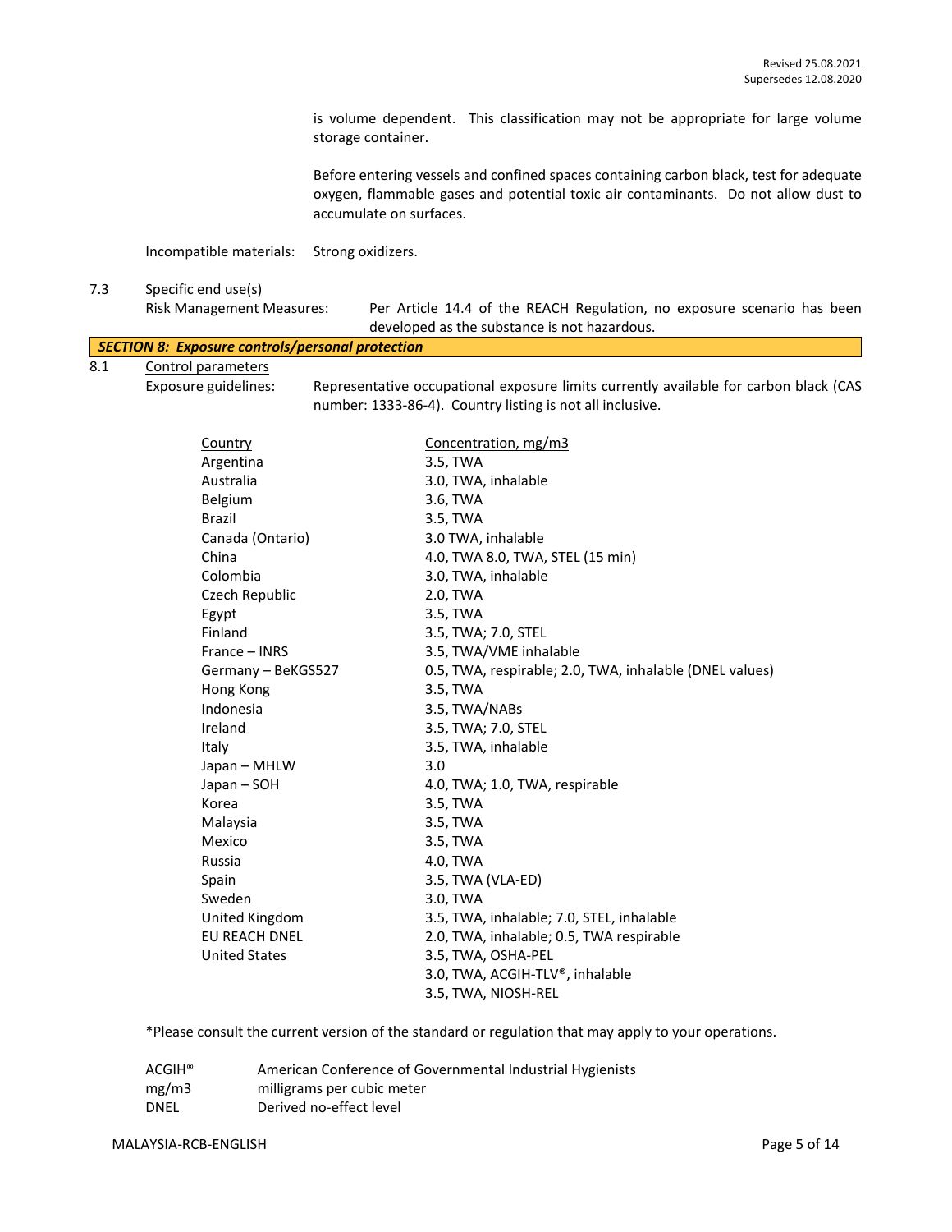is volume dependent. This classification may not be appropriate for large volume storage container.

Before entering vessels and confined spaces containing carbon black, test for adequate oxygen, flammable gases and potential toxic air contaminants. Do not allow dust to accumulate on surfaces.

Incompatible materials: Strong oxidizers.

7.3 Specific end use(s)

Risk Management Measures: Per Article 14.4 of the REACH Regulation, no exposure scenario has been developed as the substance is not hazardous.

## ***SECTION 8: Exposure controls/personal protection***

8.1 Control parameters

Exposure guidelines: Representative occupational exposure limits currently available for carbon black (CAS number: 1333-86-4). Country listing is not all inclusive.

| Country | Concentration, mg/m3 |
|---|---|
| Argentina | 3.5, TWA |
| Australia | 3.0, TWA, inhalable |
| Belgium | 3.6, TWA |
| Brazil | 3.5, TWA |
| Canada (Ontario) | 3.0 TWA, inhalable |
| China | 4.0, TWA 8.0, TWA, STEL (15 min) |
| Colombia | 3.0, TWA, inhalable |
| Czech Republic | 2.0, TWA |
| Egypt | 3.5, TWA |
| Finland | 3.5, TWA; 7.0, STEL |
| France – INRS | 3.5, TWA/VME inhalable |
| Germany – BeKGS527 | 0.5, TWA, respirable; 2.0, TWA, inhalable (DNEL values) |
| Hong Kong | 3.5, TWA |
| Indonesia | 3.5, TWA/NABs |
| Ireland | 3.5, TWA; 7.0, STEL |
| Italy | 3.5, TWA, inhalable |
| Japan – MHLW | 3.0 |
| Japan – SOH | 4.0, TWA; 1.0, TWA, respirable |
| Korea | 3.5, TWA |
| Malaysia | 3.5, TWA |
| Mexico | 3.5, TWA |
| Russia | 4.0, TWA |
| Spain | 3.5, TWA (VLA-ED) |
| Sweden | 3.0, TWA |
| United Kingdom | 3.5, TWA, inhalable; 7.0, STEL, inhalable |
| EU REACH DNEL | 2.0, TWA, inhalable; 0.5, TWA respirable |
| United States | 3.5, TWA, OSHA-PEL |
| | 3.0, TWA, ACGIH-TLV®, inhalable |
| | 3.5, TWA, NIOSH-REL |

*Please consult the current version of the standard or regulation that may apply to your operations.

| | |
|---|---|
| ACGIH® | American Conference of Governmental Industrial Hygienists |
| mg/m3 | milligrams per cubic meter |
| DNEL | Derived no-effect level |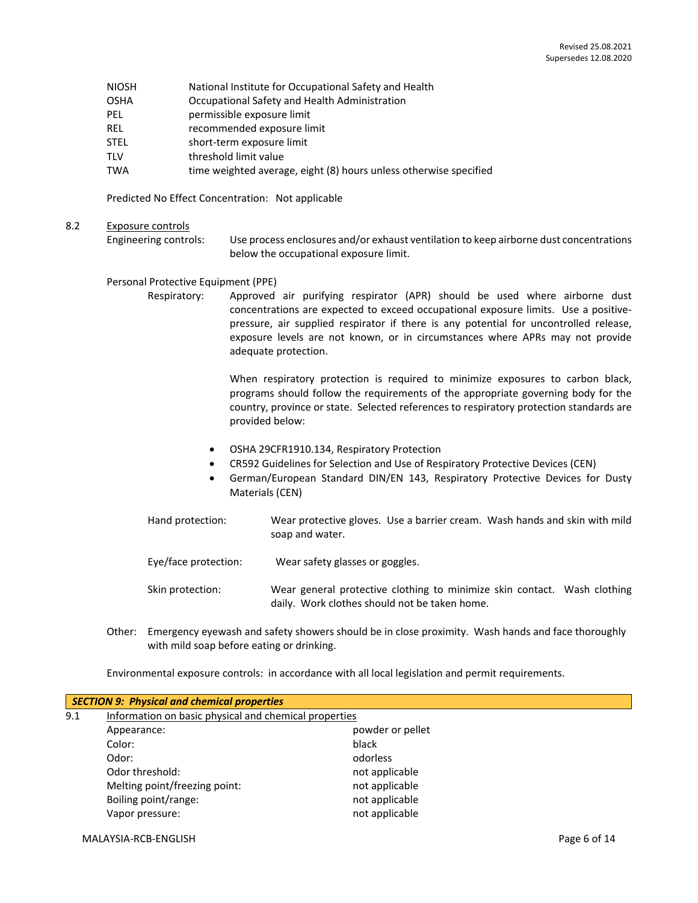| | |
|---|---|
| NIOSH | National Institute for Occupational Safety and Health |
| OSHA | Occupational Safety and Health Administration |
| PEL | permissible exposure limit |
| REL | recommended exposure limit |
| STEL | short-term exposure limit |
| TLV | threshold limit value |
| TWA | time weighted average, eight (8) hours unless otherwise specified |

Predicted No Effect Concentration: Not applicable

8.2 Exposure controls

Engineering controls: Use process enclosures and/or exhaust ventilation to keep airborne dust concentrations below the occupational exposure limit.

Personal Protective Equipment (PPE)

Respiratory: Approved air purifying respirator (APR) should be used where airborne dust concentrations are expected to exceed occupational exposure limits. Use a positive-pressure, air supplied respirator if there is any potential for uncontrolled release, exposure levels are not known, or in circumstances where APRs may not provide adequate protection.

When respiratory protection is required to minimize exposures to carbon black, programs should follow the requirements of the appropriate governing body for the country, province or state. Selected references to respiratory protection standards are provided below:

- OSHA 29CFR1910.134, Respiratory Protection
- CR592 Guidelines for Selection and Use of Respiratory Protective Devices (CEN)
- German/European Standard DIN/EN 143, Respiratory Protective Devices for Dusty Materials (CEN)

Hand protection: Wear protective gloves. Use a barrier cream. Wash hands and skin with mild soap and water.

Eye/face protection: Wear safety glasses or goggles.

Skin protection: Wear general protective clothing to minimize skin contact. Wash clothing daily. Work clothes should not be taken home.

Other: Emergency eyewash and safety showers should be in close proximity. Wash hands and face thoroughly with mild soap before eating or drinking.

Environmental exposure controls: in accordance with all local legislation and permit requirements.

## *SECTION 9: Physical and chemical properties*

9.1 Information on basic physical and chemical properties

| | |
|---|---|
| Appearance: | powder or pellet |
| Color: | black |
| Odor: | odorless |
| Odor threshold: | not applicable |
| Melting point/freezing point: | not applicable |
| Boiling point/range: | not applicable |
| Vapor pressure: | not applicable |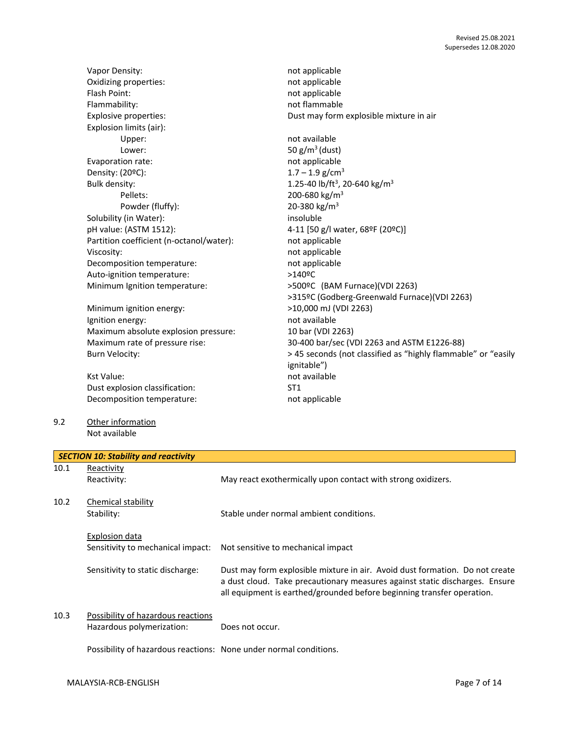| | |
|---|---|
| Vapor Density: | not applicable |
| Oxidizing properties: | not applicable |
| Flash Point: | not applicable |
| Flammability: | not flammable |
| Explosive properties: | Dust may form explosible mixture in air |
| Explosion limits (air): | |
| Upper: | not available |
| Lower: | 50 $g/m^3$ (dust) |
| Evaporation rate: | not applicable |
| Density: (20ºC): | 1.7 – 1.9 $g/cm^3$ |
| Bulk density: | 1.25-40 $lb/ft^3$, 20-640 $kg/m^3$ |
| Pellets: | 200-680 $kg/m^3$ |
| Powder (fluffy): | 20-380 $kg/m^3$ |
| Solubility (in Water): | insoluble |
| pH value: (ASTM 1512): | 4-11 [50 g/l water, 68ºF (20ºC)] |
| Partition coefficient (n-octanol/water): | not applicable |
| Viscosity: | not applicable |
| Decomposition temperature: | not applicable |
| Auto-ignition temperature: | >140ºC |
| Minimum Ignition temperature: | >500ºC (BAM Furnace)(VDI 2263)<br>>315ºC (Godberg-Greenwald Furnace)(VDI 2263) |
| Minimum ignition energy: | >10,000 mJ (VDI 2263) |
| Ignition energy: | not available |
| Maximum absolute explosion pressure: | 10 bar (VDI 2263) |
| Maximum rate of pressure rise: | 30-400 bar/sec (VDI 2263 and ASTM E1226-88) |
| Burn Velocity: | > 45 seconds (not classified as "highly flammable" or "easily ignitable") |
| Kst Value: | not available |
| Dust explosion classification: | ST1 |
| Decomposition temperature: | not applicable |

9.2 Other information

Not available

## SECTION 10: Stability and reactivity

10.1 Reactivity

| | |
|---|---|
| Reactivity: | May react exothermically upon contact with strong oxidizers. |

10.2 Chemical stability

| | |
|---|---|
| Stability: | Stable under normal ambient conditions. |

Explosion data

| | |
|---|---|
| Sensitivity to mechanical impact: | Not sensitive to mechanical impact |
| Sensitivity to static discharge: | Dust may form explosible mixture in air. Avoid dust formation. Do not create a dust cloud. Take precautionary measures against static discharges. Ensure all equipment is earthed/grounded before beginning transfer operation. |

10.3 Possibility of hazardous reactions

| | |
|---|---|
| Hazardous polymerization: | Does not occur. |
| Possibility of hazardous reactions: | None under normal conditions. |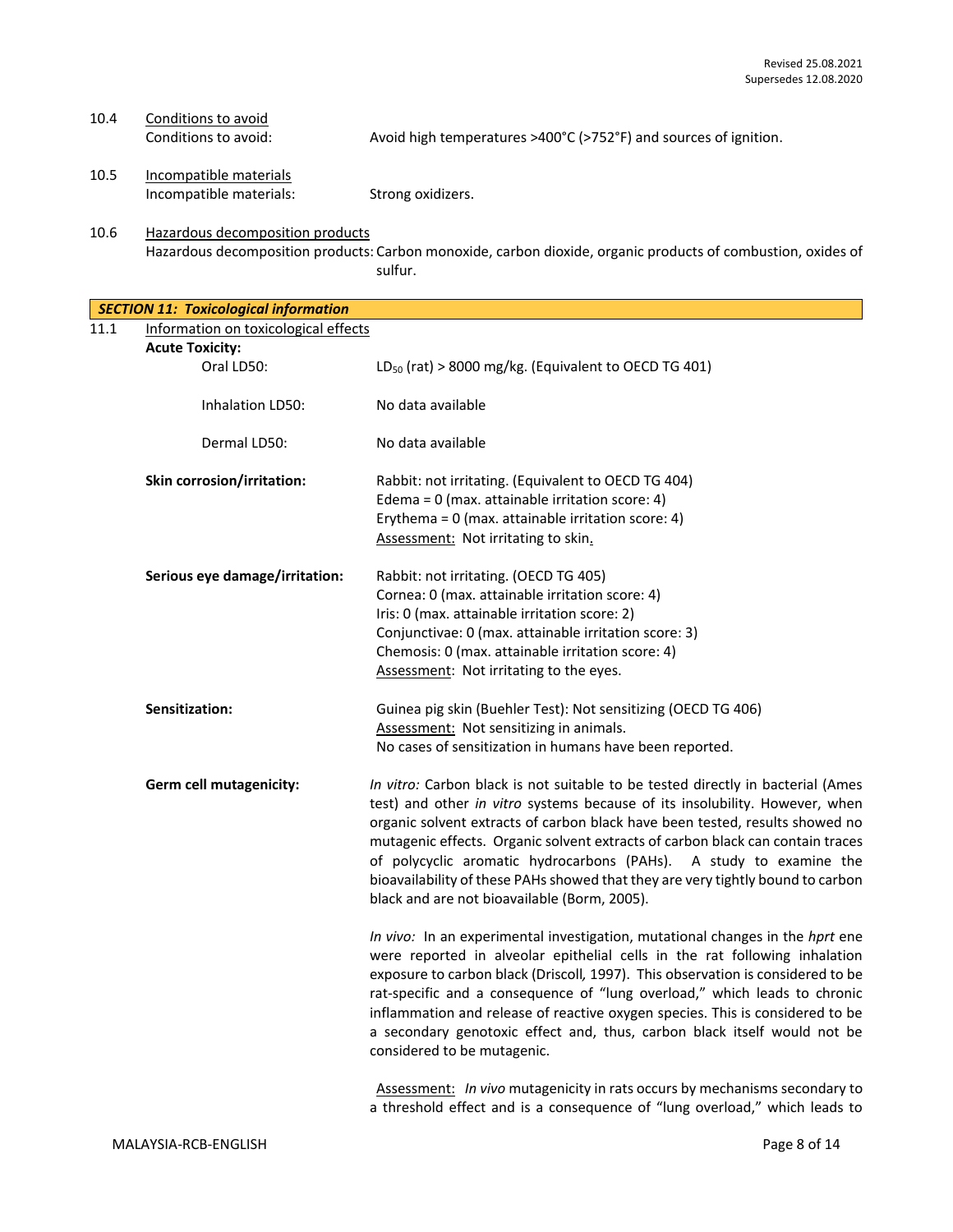10.4 Conditions to avoid

Conditions to avoid: Avoid high temperatures >400°C (>752°F) and sources of ignition.

10.5 Incompatible materials

Incompatible materials: Strong oxidizers.

10.6 Hazardous decomposition products

Hazardous decomposition products: Carbon monoxide, carbon dioxide, organic products of combustion, oxides of sulfur.

## SECTION 11: Toxicological information

11.1 Information on toxicological effects

**Acute Toxicity:**

Oral LD50: $LD_{50}$ (rat) > 8000 mg/kg. (Equivalent to OECD TG 401)

Inhalation LD50: No data available

Dermal LD50: No data available

**Skin corrosion/irritation:** Rabbit: not irritating. (Equivalent to OECD TG 404)
Edema = 0 (max. attainable irritation score: 4)
Erythema = 0 (max. attainable irritation score: 4)
Assessment: Not irritating to skin.

**Serious eye damage/irritation:** Rabbit: not irritating. (OECD TG 405)
Cornea: 0 (max. attainable irritation score: 4)
Iris: 0 (max. attainable irritation score: 2)
Conjunctivae: 0 (max. attainable irritation score: 3)
Chemosis: 0 (max. attainable irritation score: 4)
Assessment: Not irritating to the eyes.

**Sensitization:** Guinea pig skin (Buehler Test): Not sensitizing (OECD TG 406)
Assessment: Not sensitizing in animals.
No cases of sensitization in humans have been reported.

**Germ cell mutagenicity:** *In vitro:* Carbon black is not suitable to be tested directly in bacterial (Ames test) and other *in vitro* systems because of its insolubility. However, when organic solvent extracts of carbon black have been tested, results showed no mutagenic effects. Organic solvent extracts of carbon black can contain traces of polycyclic aromatic hydrocarbons (PAHs). A study to examine the bioavailability of these PAHs showed that they are very tightly bound to carbon black and are not bioavailable (Borm, 2005).

*In vivo:* In an experimental investigation, mutational changes in the *hprt* ene were reported in alveolar epithelial cells in the rat following inhalation exposure to carbon black (Driscoll*,* 1997). This observation is considered to be rat-specific and a consequence of "lung overload," which leads to chronic inflammation and release of reactive oxygen species. This is considered to be a secondary genotoxic effect and, thus, carbon black itself would not be considered to be mutagenic.

Assessment: *In vivo* mutagenicity in rats occurs by mechanisms secondary to a threshold effect and is a consequence of "lung overload," which leads to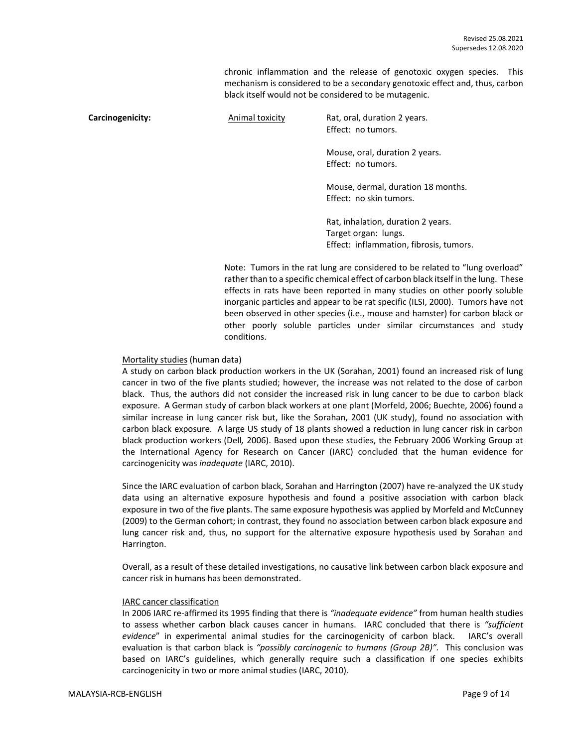chronic inflammation and the release of genotoxic oxygen species. This mechanism is considered to be a secondary genotoxic effect and, thus, carbon black itself would not be considered to be mutagenic.

**Carcinogenicity:**

Animal toxicity

Rat, oral, duration 2 years.
Effect: no tumors.

Mouse, oral, duration 2 years.
Effect: no tumors.

Mouse, dermal, duration 18 months.
Effect: no skin tumors.

Rat, inhalation, duration 2 years.
Target organ: lungs.
Effect: inflammation, fibrosis, tumors.

Note: Tumors in the rat lung are considered to be related to "lung overload" rather than to a specific chemical effect of carbon black itself in the lung. These effects in rats have been reported in many studies on other poorly soluble inorganic particles and appear to be rat specific (ILSI, 2000). Tumors have not been observed in other species (i.e., mouse and hamster) for carbon black or other poorly soluble particles under similar circumstances and study conditions.

Mortality studies (human data)

A study on carbon black production workers in the UK (Sorahan, 2001) found an increased risk of lung cancer in two of the five plants studied; however, the increase was not related to the dose of carbon black. Thus, the authors did not consider the increased risk in lung cancer to be due to carbon black exposure. A German study of carbon black workers at one plant (Morfeld, 2006; Buechte, 2006) found a similar increase in lung cancer risk but, like the Sorahan, 2001 (UK study), found no association with carbon black exposure. A large US study of 18 plants showed a reduction in lung cancer risk in carbon black production workers (Dell*,* 2006). Based upon these studies, the February 2006 Working Group at the International Agency for Research on Cancer (IARC) concluded that the human evidence for carcinogenicity was *inadequate* (IARC, 2010).

Since the IARC evaluation of carbon black, Sorahan and Harrington (2007) have re-analyzed the UK study data using an alternative exposure hypothesis and found a positive association with carbon black exposure in two of the five plants. The same exposure hypothesis was applied by Morfeld and McCunney (2009) to the German cohort; in contrast, they found no association between carbon black exposure and lung cancer risk and, thus, no support for the alternative exposure hypothesis used by Sorahan and Harrington.

Overall, as a result of these detailed investigations, no causative link between carbon black exposure and cancer risk in humans has been demonstrated.

IARC cancer classification

In 2006 IARC re-affirmed its 1995 finding that there is *"inadequate evidence"* from human health studies to assess whether carbon black causes cancer in humans. IARC concluded that there is *"sufficient evidence*" in experimental animal studies for the carcinogenicity of carbon black. IARC's overall evaluation is that carbon black is *"possibly carcinogenic to humans (Group 2B)".* This conclusion was based on IARC's guidelines, which generally require such a classification if one species exhibits carcinogenicity in two or more animal studies (IARC, 2010).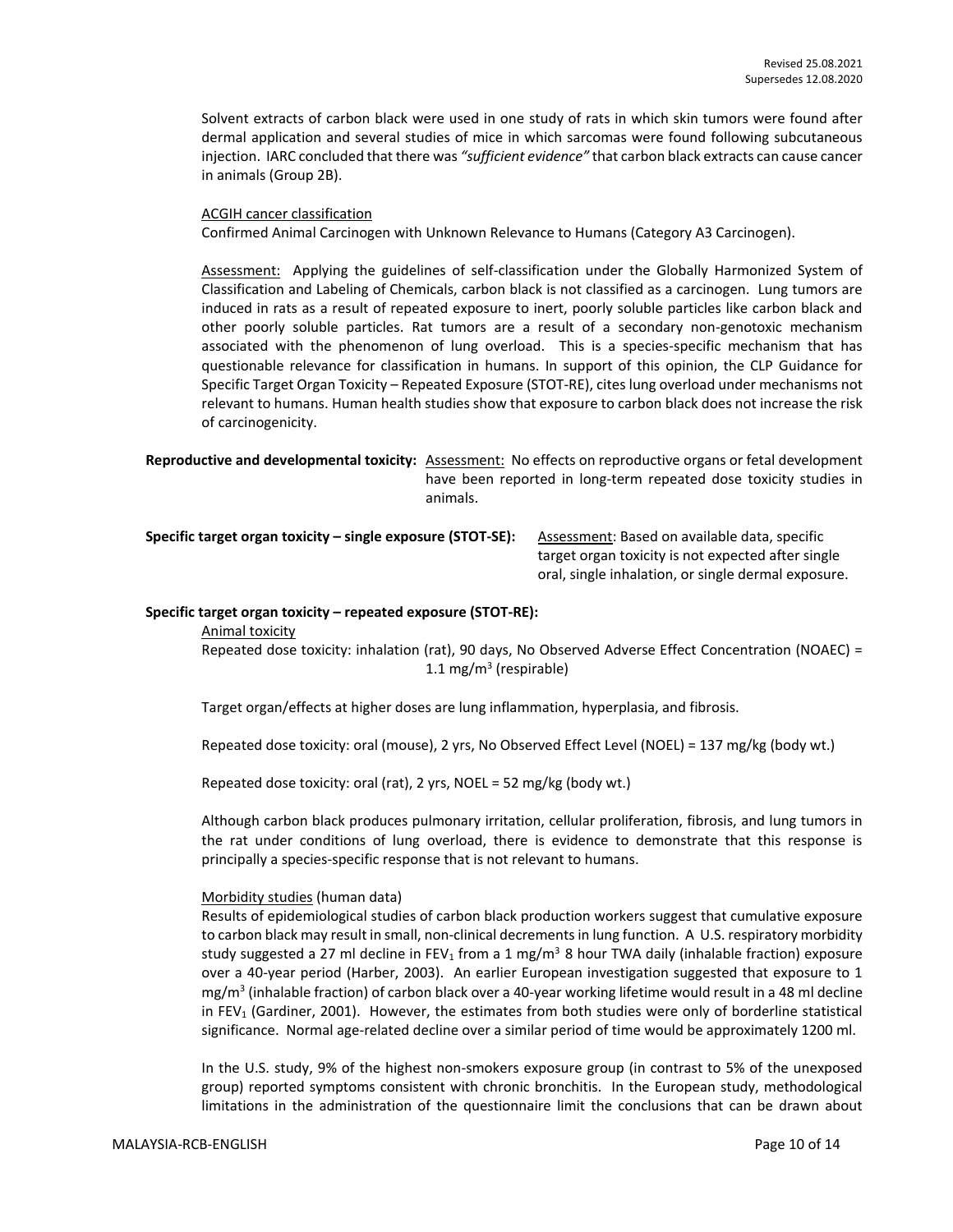Solvent extracts of carbon black were used in one study of rats in which skin tumors were found after dermal application and several studies of mice in which sarcomas were found following subcutaneous injection. IARC concluded that there was *"sufficient evidence"* that carbon black extracts can cause cancer in animals (Group 2B).

ACGIH cancer classification

Confirmed Animal Carcinogen with Unknown Relevance to Humans (Category A3 Carcinogen).

Assessment: Applying the guidelines of self-classification under the Globally Harmonized System of Classification and Labeling of Chemicals, carbon black is not classified as a carcinogen. Lung tumors are induced in rats as a result of repeated exposure to inert, poorly soluble particles like carbon black and other poorly soluble particles. Rat tumors are a result of a secondary non-genotoxic mechanism associated with the phenomenon of lung overload. This is a species-specific mechanism that has questionable relevance for classification in humans. In support of this opinion, the CLP Guidance for Specific Target Organ Toxicity – Repeated Exposure (STOT-RE), cites lung overload under mechanisms not relevant to humans. Human health studies show that exposure to carbon black does not increase the risk of carcinogenicity.

**Reproductive and developmental toxicity:** Assessment: No effects on reproductive organs or fetal development have been reported in long-term repeated dose toxicity studies in animals.

**Specific target organ toxicity – single exposure (STOT-SE):** Assessment: Based on available data, specific target organ toxicity is not expected after single oral, single inhalation, or single dermal exposure.

**Specific target organ toxicity – repeated exposure (STOT-RE):**

Animal toxicity

Repeated dose toxicity: inhalation (rat), 90 days, No Observed Adverse Effect Concentration (NOAEC) = 1.1 mg/m$^3$ (respirable)

Target organ/effects at higher doses are lung inflammation, hyperplasia, and fibrosis.

Repeated dose toxicity: oral (mouse), 2 yrs, No Observed Effect Level (NOEL) = 137 mg/kg (body wt.)

Repeated dose toxicity: oral (rat), 2 yrs, NOEL = 52 mg/kg (body wt.)

Although carbon black produces pulmonary irritation, cellular proliferation, fibrosis, and lung tumors in the rat under conditions of lung overload, there is evidence to demonstrate that this response is principally a species-specific response that is not relevant to humans.

Morbidity studies (human data)

Results of epidemiological studies of carbon black production workers suggest that cumulative exposure to carbon black may result in small, non-clinical decrements in lung function. A U.S. respiratory morbidity study suggested a 27 ml decline in $FEV_1$ from a 1 mg/m$^3$ 8 hour TWA daily (inhalable fraction) exposure over a 40-year period (Harber, 2003). An earlier European investigation suggested that exposure to 1 mg/m$^3$ (inhalable fraction) of carbon black over a 40-year working lifetime would result in a 48 ml decline in $FEV_1$ (Gardiner, 2001). However, the estimates from both studies were only of borderline statistical significance. Normal age-related decline over a similar period of time would be approximately 1200 ml.

In the U.S. study, 9% of the highest non-smokers exposure group (in contrast to 5% of the unexposed group) reported symptoms consistent with chronic bronchitis. In the European study, methodological limitations in the administration of the questionnaire limit the conclusions that can be drawn about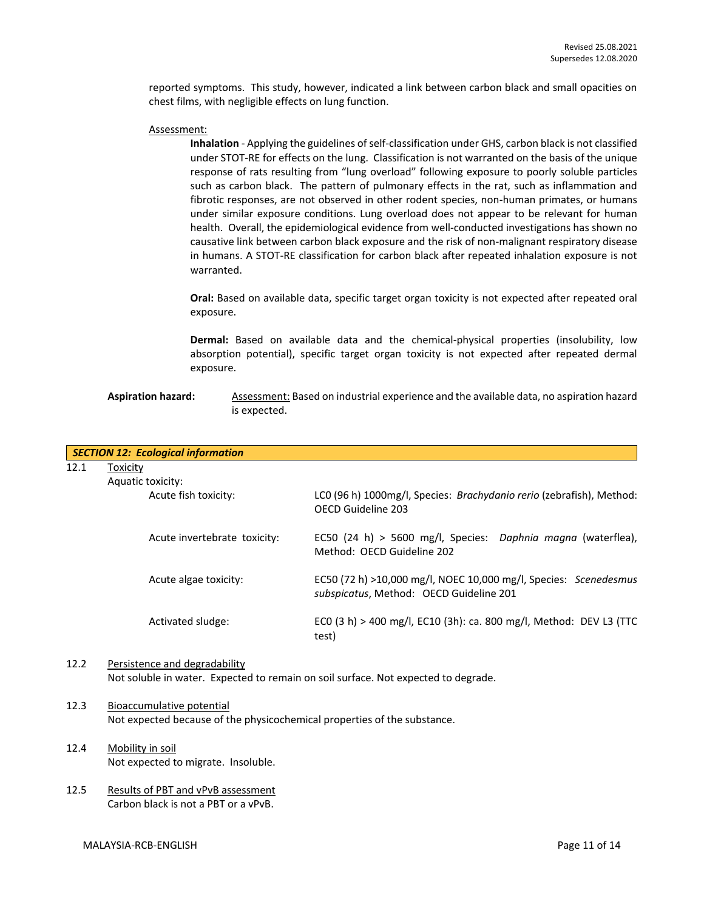reported symptoms. This study, however, indicated a link between carbon black and small opacities on chest films, with negligible effects on lung function.

Assessment:

**Inhalation** - Applying the guidelines of self-classification under GHS, carbon black is not classified under STOT-RE for effects on the lung. Classification is not warranted on the basis of the unique response of rats resulting from "lung overload" following exposure to poorly soluble particles such as carbon black. The pattern of pulmonary effects in the rat, such as inflammation and fibrotic responses, are not observed in other rodent species, non-human primates, or humans under similar exposure conditions. Lung overload does not appear to be relevant for human health. Overall, the epidemiological evidence from well-conducted investigations has shown no causative link between carbon black exposure and the risk of non-malignant respiratory disease in humans. A STOT-RE classification for carbon black after repeated inhalation exposure is not warranted.

**Oral:** Based on available data, specific target organ toxicity is not expected after repeated oral exposure.

**Dermal:** Based on available data and the chemical-physical properties (insolubility, low absorption potential), specific target organ toxicity is not expected after repeated dermal exposure.

**Aspiration hazard:** Assessment: Based on industrial experience and the available data, no aspiration hazard is expected.

## *SECTION 12: Ecological information*

12.1 Toxicity

Aquatic toxicity:

| | |
|---|---|
| Acute fish toxicity: | LC0 (96 h) 1000mg/l, Species: *Brachydanio rerio* (zebrafish), Method: OECD Guideline 203 |
| Acute invertebrate toxicity: | EC50 (24 h) > 5600 mg/l, Species: *Daphnia magna* (waterflea), Method: OECD Guideline 202 |
| Acute algae toxicity: | EC50 (72 h) >10,000 mg/l, NOEC 10,000 mg/l, Species: *Scenedesmus subspicatus*, Method: OECD Guideline 201 |
| Activated sludge: | EC0 (3 h) > 400 mg/l, EC10 (3h): ca. 800 mg/l, Method: DEV L3 (TTC test) |

12.2 Persistence and degradability

Not soluble in water. Expected to remain on soil surface. Not expected to degrade.

12.3 Bioaccumulative potential

Not expected because of the physicochemical properties of the substance.

12.4 Mobility in soil

Not expected to migrate. Insoluble.

12.5 Results of PBT and vPvB assessment

Carbon black is not a PBT or a vPvB.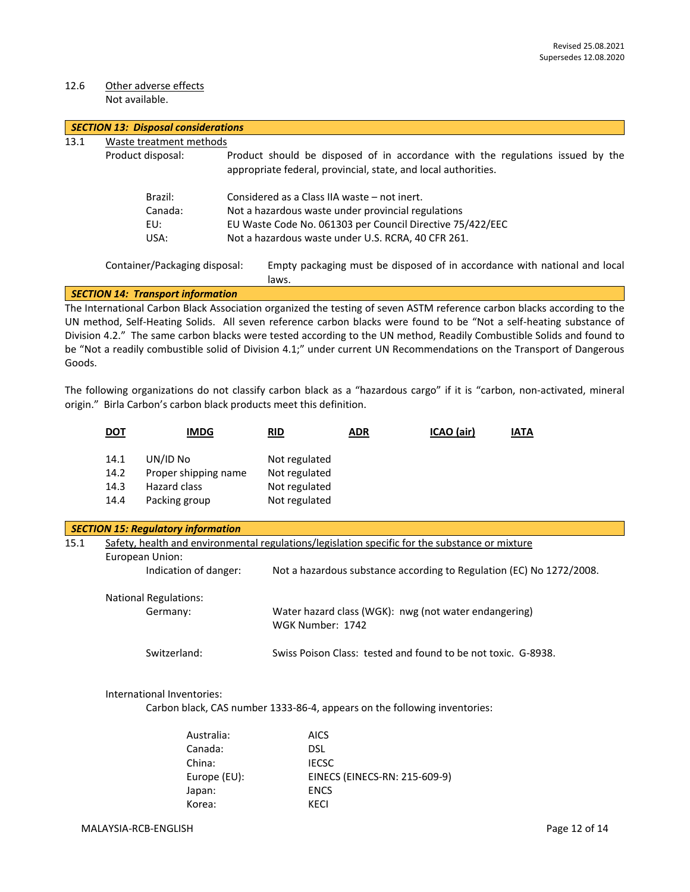12.6 Other adverse effects
Not available.

## SECTION 13: Disposal considerations

13.1 Waste treatment methods

Product disposal: Product should be disposed of in accordance with the regulations issued by the appropriate federal, provincial, state, and local authorities.

| | |
|---|---|
| Brazil: | Considered as a Class IIA waste – not inert. |
| Canada: | Not a hazardous waste under provincial regulations |
| EU: | EU Waste Code No. 061303 per Council Directive 75/422/EEC |
| USA: | Not a hazardous waste under U.S. RCRA, 40 CFR 261. |

Container/Packaging disposal: Empty packaging must be disposed of in accordance with national and local laws.

## SECTION 14: Transport information

The International Carbon Black Association organized the testing of seven ASTM reference carbon blacks according to the UN method, Self-Heating Solids. All seven reference carbon blacks were found to be "Not a self-heating substance of Division 4.2." The same carbon blacks were tested according to the UN method, Readily Combustible Solids and found to be "Not a readily combustible solid of Division 4.1;" under current UN Recommendations on the Transport of Dangerous Goods.

The following organizations do not classify carbon black as a "hazardous cargo" if it is "carbon, non-activated, mineral origin." Birla Carbon's carbon black products meet this definition.

**DOT** **IMDG** **RID** **ADR** **ICAO (air)** **IATA**

| | | |
|---|---|---|
| 14.1 | UN/ID No | Not regulated |
| 14.2 | Proper shipping name | Not regulated |
| 14.3 | Hazard class | Not regulated |
| 14.4 | Packing group | Not regulated |

## SECTION 15: Regulatory information

15.1 Safety, health and environmental regulations/legislation specific for the substance or mixture

European Union:

Indication of danger: Not a hazardous substance according to Regulation (EC) No 1272/2008.

National Regulations:

Germany: Water hazard class (WGK): nwg (not water endangering)
WGK Number: 1742

Switzerland: Swiss Poison Class: tested and found to be not toxic. G-8938.

International Inventories:

Carbon black, CAS number 1333-86-4, appears on the following inventories:

| | |
|---|---|
| Australia: | AICS |
| Canada: | DSL |
| China: | IECSC |
| Europe (EU): | EINECS (EINECS-RN: 215-609-9) |
| Japan: | ENCS |
| Korea: | KECI |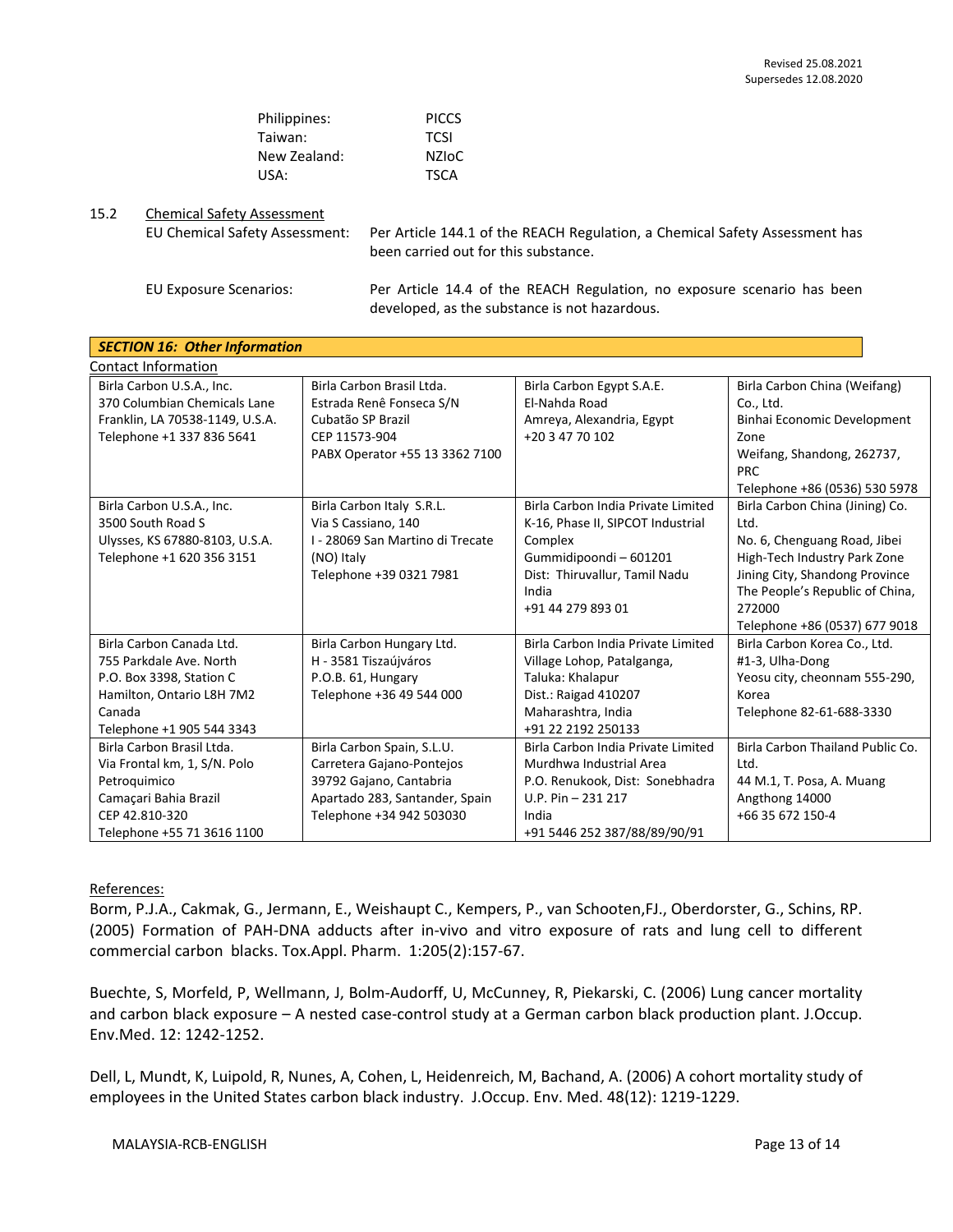| | |
|---|---|
| Philippines: | PICCS |
| Taiwan: | TCSI |
| New Zealand: | NZIoC |
| USA: | TSCA |

15.2 Chemical Safety Assessment

EU Chemical Safety Assessment: Per Article 144.1 of the REACH Regulation, a Chemical Safety Assessment has been carried out for this substance.

EU Exposure Scenarios: Per Article 14.4 of the REACH Regulation, no exposure scenario has been developed, as the substance is not hazardous.

## *SECTION 16: Other Information*

Contact Information

| | | | |
|---|---|---|---|
| Birla Carbon U.S.A., Inc.<br>370 Columbian Chemicals Lane<br>Franklin, LA 70538-1149, U.S.A.<br>Telephone +1 337 836 5641 | Birla Carbon Brasil Ltda.<br>Estrada Renê Fonseca S/N<br>Cubatão SP Brazil<br>CEP 11573-904<br>PABX Operator +55 13 3362 7100 | Birla Carbon Egypt S.A.E.<br>El-Nahda Road<br>Amreya, Alexandria, Egypt<br>+20 3 47 70 102 | Birla Carbon China (Weifang) Co., Ltd.<br>Binhai Economic Development Zone<br>Weifang, Shandong, 262737, PRC<br>Telephone +86 (0536) 530 5978 |
| Birla Carbon U.S.A., Inc.<br>3500 South Road S<br>Ulysses, KS 67880-8103, U.S.A.<br>Telephone +1 620 356 3151 | Birla Carbon Italy S.R.L.<br>Via S Cassiano, 140<br>I - 28069 San Martino di Trecate (NO) Italy<br>Telephone +39 0321 7981 | Birla Carbon India Private Limited<br>K-16, Phase II, SIPCOT Industrial Complex<br>Gummidipoondi – 601201<br>Dist: Thiruvallur, Tamil Nadu<br>India<br>+91 44 279 893 01 | Birla Carbon China (Jining) Co. Ltd.<br>No. 6, Chenguang Road, Jibei High-Tech Industry Park Zone<br>Jining City, Shandong Province<br>The People's Republic of China, 272000<br>Telephone +86 (0537) 677 9018 |
| Birla Carbon Canada Ltd.<br>755 Parkdale Ave. North<br>P.O. Box 3398, Station C<br>Hamilton, Ontario L8H 7M2<br>Canada<br>Telephone +1 905 544 3343 | Birla Carbon Hungary Ltd.<br>H - 3581 Tiszaújváros<br>P.O.B. 61, Hungary<br>Telephone +36 49 544 000 | Birla Carbon India Private Limited<br>Village Lohop, Patalganga,<br>Taluka: Khalapur<br>Dist.: Raigad 410207<br>Maharashtra, India<br>+91 22 2192 250133 | Birla Carbon Korea Co., Ltd.<br>#1-3, Ulha-Dong<br>Yeosu city, cheonnam 555-290, Korea<br>Telephone 82-61-688-3330 |
| Birla Carbon Brasil Ltda.<br>Via Frontal km, 1, S/N. Polo Petroquimico<br>Camaçari Bahia Brazil<br>CEP 42.810-320<br>Telephone +55 71 3616 1100 | Birla Carbon Spain, S.L.U.<br>Carretera Gajano-Pontejos<br>39792 Gajano, Cantabria<br>Apartado 283, Santander, Spain<br>Telephone +34 942 503030 | Birla Carbon India Private Limited<br>Murdhwa Industrial Area<br>P.O. Renukook, Dist: Sonebhadra<br>U.P. Pin – 231 217<br>India<br>+91 5446 252 387/88/89/90/91 | Birla Carbon Thailand Public Co. Ltd.<br>44 M.1, T. Posa, A. Muang<br>Angthong 14000<br>+66 35 672 150-4 |

References:

Borm, P.J.A., Cakmak, G., Jermann, E., Weishaupt C., Kempers, P., van Schooten,FJ., Oberdorster, G., Schins, RP. (2005) Formation of PAH-DNA adducts after in-vivo and vitro exposure of rats and lung cell to different commercial carbon blacks. Tox.Appl. Pharm. 1:205(2):157-67.

Buechte, S, Morfeld, P, Wellmann, J, Bolm-Audorff, U, McCunney, R, Piekarski, C. (2006) Lung cancer mortality and carbon black exposure – A nested case-control study at a German carbon black production plant. J.Occup. Env.Med. 12: 1242-1252.

Dell, L, Mundt, K, Luipold, R, Nunes, A, Cohen, L, Heidenreich, M, Bachand, A. (2006) A cohort mortality study of employees in the United States carbon black industry. J.Occup. Env. Med. 48(12): 1219-1229.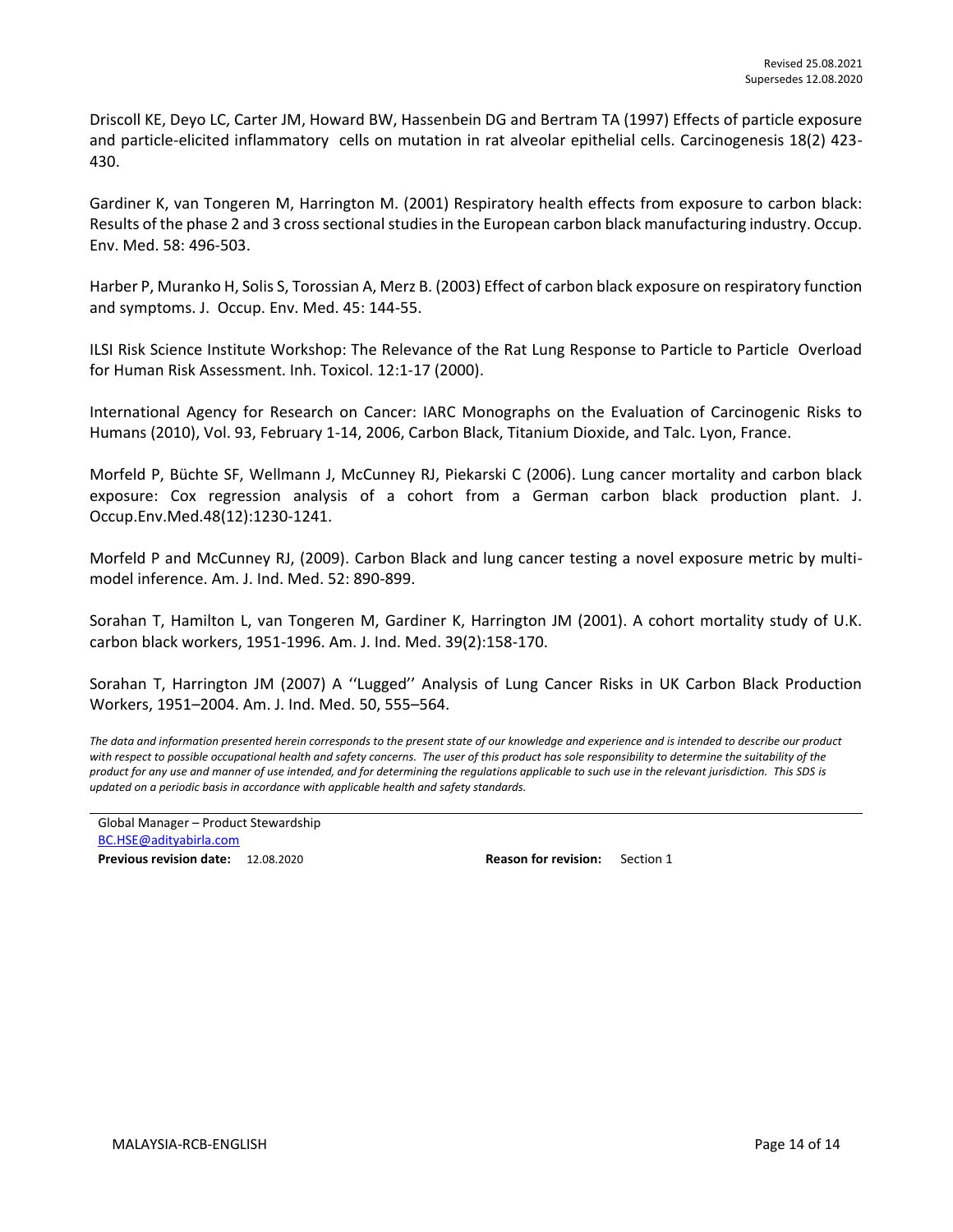Driscoll KE, Deyo LC, Carter JM, Howard BW, Hassenbein DG and Bertram TA (1997) Effects of particle exposure and particle-elicited inflammatory cells on mutation in rat alveolar epithelial cells. Carcinogenesis 18(2) 423-430.

Gardiner K, van Tongeren M, Harrington M. (2001) Respiratory health effects from exposure to carbon black: Results of the phase 2 and 3 cross sectional studies in the European carbon black manufacturing industry. Occup. Env. Med. 58: 496-503.

Harber P, Muranko H, Solis S, Torossian A, Merz B. (2003) Effect of carbon black exposure on respiratory function and symptoms. J. Occup. Env. Med. 45: 144-55.

ILSI Risk Science Institute Workshop: The Relevance of the Rat Lung Response to Particle to Particle Overload for Human Risk Assessment. Inh. Toxicol. 12:1-17 (2000).

International Agency for Research on Cancer: IARC Monographs on the Evaluation of Carcinogenic Risks to Humans (2010), Vol. 93, February 1-14, 2006, Carbon Black, Titanium Dioxide, and Talc. Lyon, France.

Morfeld P, Büchte SF, Wellmann J, McCunney RJ, Piekarski C (2006). Lung cancer mortality and carbon black exposure: Cox regression analysis of a cohort from a German carbon black production plant. J. Occup.Env.Med.48(12):1230-1241.

Morfeld P and McCunney RJ, (2009). Carbon Black and lung cancer testing a novel exposure metric by multi-model inference. Am. J. Ind. Med. 52: 890-899.

Sorahan T, Hamilton L, van Tongeren M, Gardiner K, Harrington JM (2001). A cohort mortality study of U.K. carbon black workers, 1951-1996. Am. J. Ind. Med. 39(2):158-170.

Sorahan T, Harrington JM (2007) A ''Lugged'' Analysis of Lung Cancer Risks in UK Carbon Black Production Workers, 1951–2004. Am. J. Ind. Med. 50, 555–564.

*The data and information presented herein corresponds to the present state of our knowledge and experience and is intended to describe our product with respect to possible occupational health and safety concerns. The user of this product has sole responsibility to determine the suitability of the product for any use and manner of use intended, and for determining the regulations applicable to such use in the relevant jurisdiction. This SDS is updated on a periodic basis in accordance with applicable health and safety standards.*

---

Global Manager – Product Stewardship
BC.HSE@adityabirla.com

**Previous revision date:** 12.08.2020 **Reason for revision:** Section 1